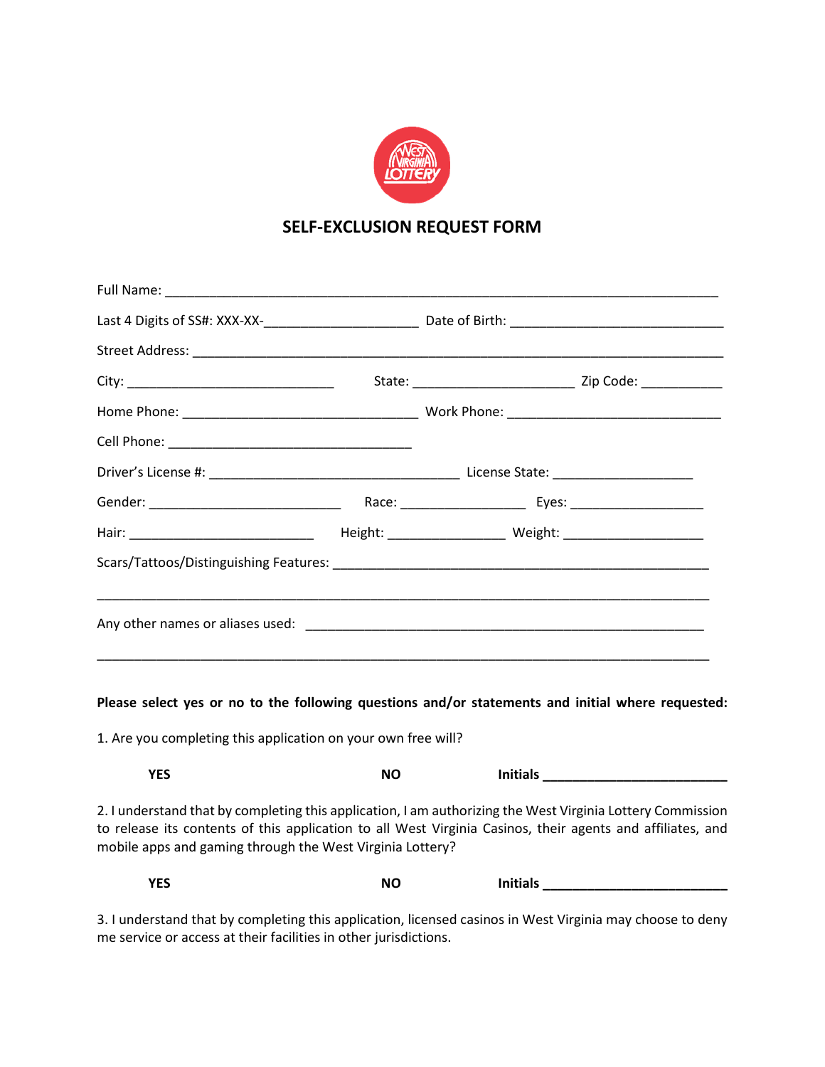# SELF-EXCLUSION REQUEST FORM

Full Name: ______________________________________________________________

Last 4 Digits of SS#: XXX-XX-____________________ Date of Birth: ____________________________

Street Address: __________________________________________________________

City: ___________________________ State: _____________________ Zip Code: ___________

Home Phone: _______________________________ Work Phone: ____________________________

Cell Phone: ________________________________

Driver's License #: _________________________________ License State: __________________

Gender: _________________________ Race: ________________ Eyes: __________________

Hair: ________________________ Height: _______________ Weight: ___________________

Scars/Tattoos/Distinguishing Features: __________________________________________________

_________________________________________________________________________________

Any other names or aliases used: _____________________________________________________

_________________________________________________________________________________

**Please select yes or no to the following questions and/or statements and initial where requested:**

1. Are you completing this application on your own free will?

**YES** **NO** **Initials ________________________**

2. I understand that by completing this application, I am authorizing the West Virginia Lottery Commission to release its contents of this application to all West Virginia Casinos, their agents and affiliates, and mobile apps and gaming through the West Virginia Lottery?

**YES** **NO** **Initials ________________________**

3. I understand that by completing this application, licensed casinos in West Virginia may choose to deny me service or access at their facilities in other jurisdictions.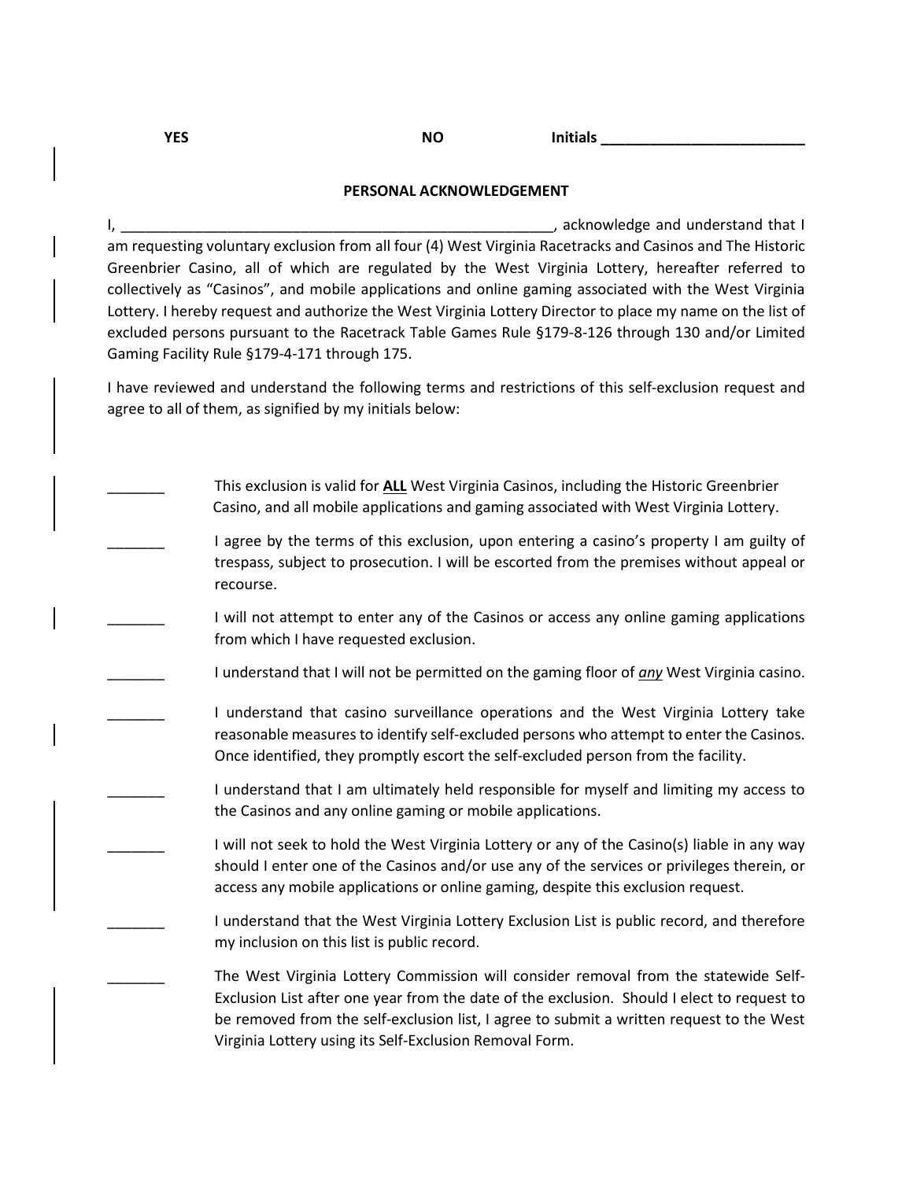**YES** **NO** **Initials \_\_\_\_\_\_\_\_\_\_\_\_\_\_\_\_\_\_\_\_\_\_\_\_\_\_**

**PERSONAL ACKNOWLEDGEMENT**

I, \_\_\_\_\_\_\_\_\_\_\_\_\_\_\_\_\_\_\_\_\_\_\_\_\_\_\_\_\_\_\_\_\_\_\_\_\_\_\_\_\_\_\_\_\_\_\_\_\_\_\_\_\_\_\_, acknowledge and understand that I am requesting voluntary exclusion from all four (4) West Virginia Racetracks and Casinos and The Historic Greenbrier Casino, all of which are regulated by the West Virginia Lottery, hereafter referred to collectively as "Casinos", and mobile applications and online gaming associated with the West Virginia Lottery. I hereby request and authorize the West Virginia Lottery Director to place my name on the list of excluded persons pursuant to the Racetrack Table Games Rule §179-8-126 through 130 and/or Limited Gaming Facility Rule §179-4-171 through 175.

I have reviewed and understand the following terms and restrictions of this self-exclusion request and agree to all of them, as signified by my initials below:

\_\_\_\_\_\_\_ This exclusion is valid for **ALL** West Virginia Casinos, including the Historic Greenbrier Casino, and all mobile applications and gaming associated with West Virginia Lottery.

\_\_\_\_\_\_\_ I agree by the terms of this exclusion, upon entering a casino's property I am guilty of trespass, subject to prosecution. I will be escorted from the premises without appeal or recourse.

\_\_\_\_\_\_\_ I will not attempt to enter any of the Casinos or access any online gaming applications from which I have requested exclusion.

\_\_\_\_\_\_\_ I understand that I will not be permitted on the gaming floor of ***any*** West Virginia casino.

\_\_\_\_\_\_\_ I understand that casino surveillance operations and the West Virginia Lottery take reasonable measures to identify self-excluded persons who attempt to enter the Casinos. Once identified, they promptly escort the self-excluded person from the facility.

\_\_\_\_\_\_\_ I understand that I am ultimately held responsible for myself and limiting my access to the Casinos and any online gaming or mobile applications.

\_\_\_\_\_\_\_ I will not seek to hold the West Virginia Lottery or any of the Casino(s) liable in any way should I enter one of the Casinos and/or use any of the services or privileges therein, or access any mobile applications or online gaming, despite this exclusion request.

\_\_\_\_\_\_\_ I understand that the West Virginia Lottery Exclusion List is public record, and therefore my inclusion on this list is public record.

\_\_\_\_\_\_\_ The West Virginia Lottery Commission will consider removal from the statewide Self-Exclusion List after one year from the date of the exclusion. Should I elect to request to be removed from the self-exclusion list, I agree to submit a written request to the West Virginia Lottery using its Self-Exclusion Removal Form.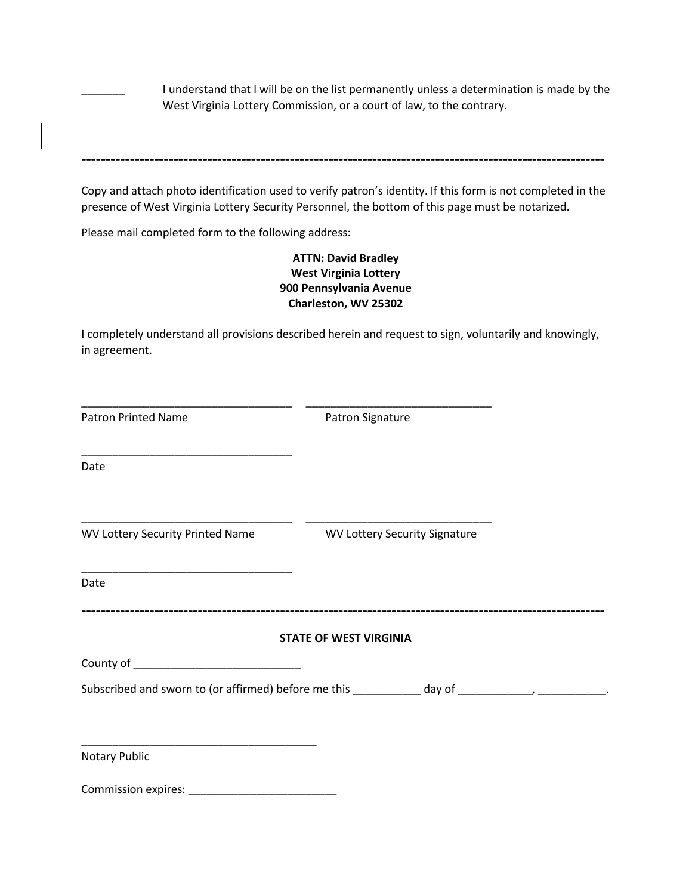_______ I understand that I will be on the list permanently unless a determination is made by the West Virginia Lottery Commission, or a court of law, to the contrary.

---

Copy and attach photo identification used to verify patron's identity. If this form is not completed in the presence of West Virginia Lottery Security Personnel, the bottom of this page must be notarized.

Please mail completed form to the following address:

**ATTN: David Bradley**
**West Virginia Lottery**
**900 Pennsylvania Avenue**
**Charleston, WV 25302**

I completely understand all provisions described herein and request to sign, voluntarily and knowingly, in agreement.

__________________________________ ______________________________
Patron Printed Name Patron Signature

__________________________________
Date

__________________________________ ______________________________
WV Lottery Security Printed Name WV Lottery Security Signature

__________________________________
Date

---

**STATE OF WEST VIRGINIA**

County of ___________________________

Subscribed and sworn to (or affirmed) before me this ___________ day of ____________, ___________.

______________________________________
Notary Public

Commission expires: ________________________